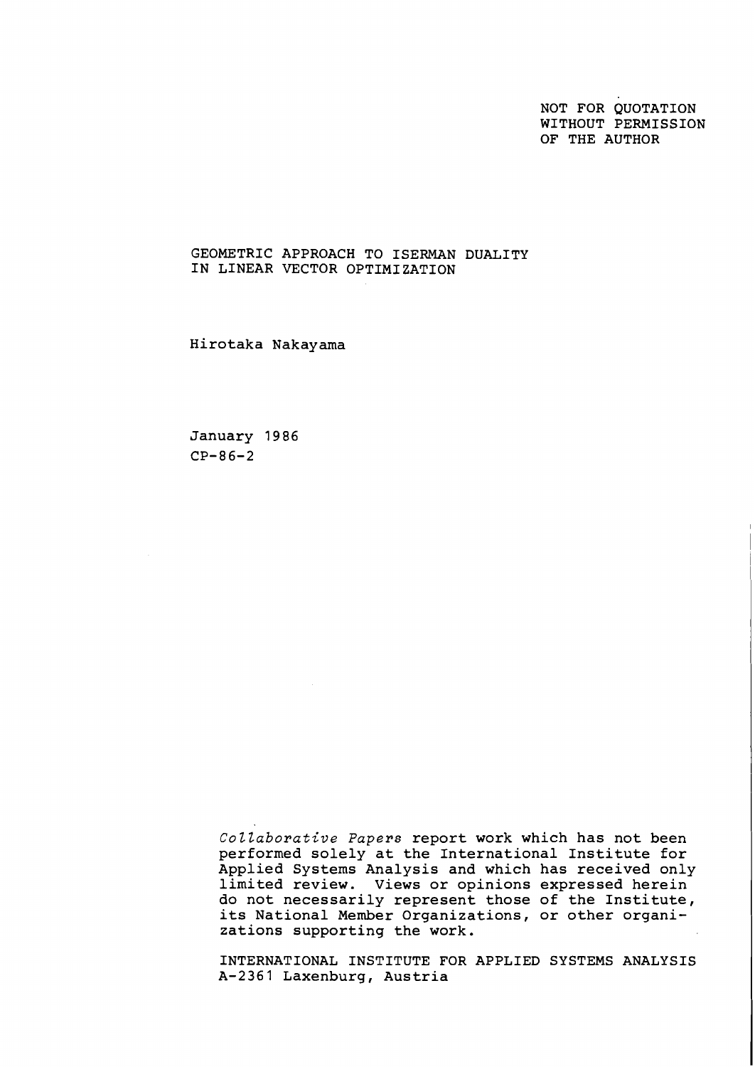NOT FOR QUOTATION
WITHOUT PERMISSION
OF THE AUTHOR

# GEOMETRIC APPROACH TO ISERMAN DUALITY IN LINEAR VECTOR OPTIMIZATION

Hirotaka Nakayama

January 1986
CP-86-2

*Collaborative Papers* report work which has not been performed solely at the International Institute for Applied Systems Analysis and which has received only limited review. Views or opinions expressed herein do not necessarily represent those of the Institute, its National Member Organizations, or other organizations supporting the work.

INTERNATIONAL INSTITUTE FOR APPLIED SYSTEMS ANALYSIS
A-2361 Laxenburg, Austria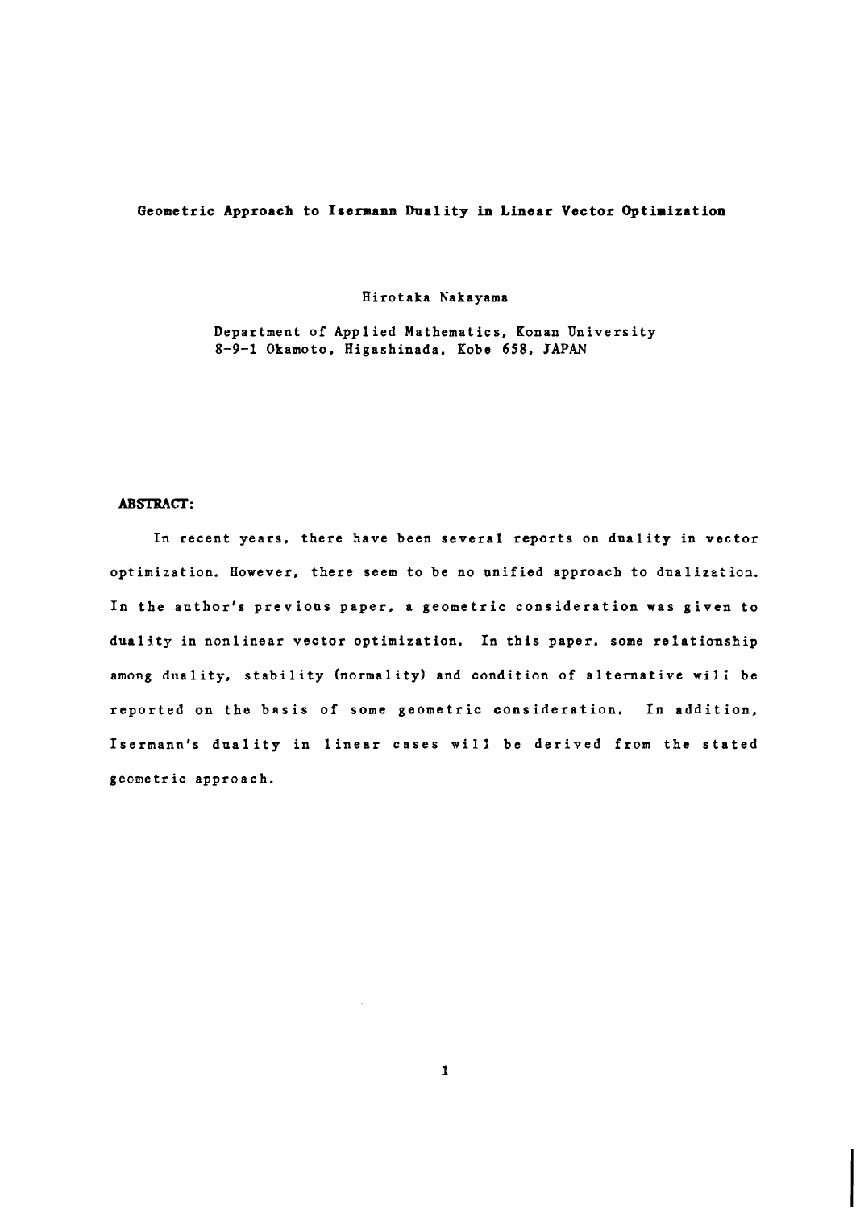# Geometric Approach to Isermann Duality in Linear Vector Optimization

Hirotaka Nakayama

Department of Applied Mathematics, Konan University
8-9-1 Okamoto, Higashinada, Kobe 658, JAPAN

**ABSTRACT:**

In recent years, there have been several reports on duality in vector optimization. However, there seem to be no unified approach to dualization. In the author's previous paper, a geometric consideration was given to duality in nonlinear vector optimization. In this paper, some relationship among duality, stability (normality) and condition of alternative will be reported on the basis of some geometric consideration. In addition, Isermann's duality in linear cases will be derived from the stated geometric approach.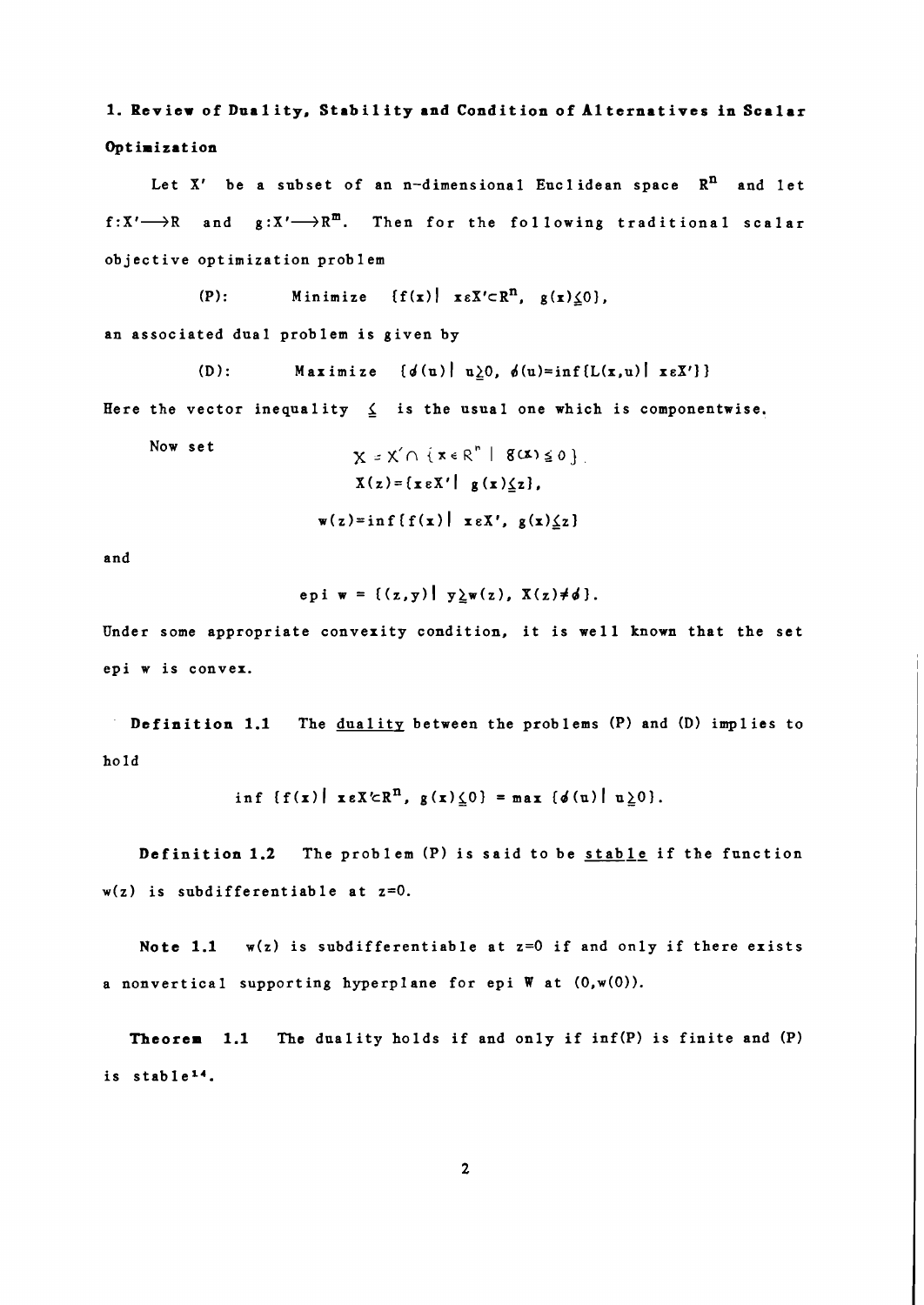## 1. Review of Duality, Stability and Condition of Alternatives in Scalar Optimization

Let $X'$ be a subset of an n-dimensional Euclidean space $R^n$ and let $f:X'\longrightarrow R$ and $g:X'\longrightarrow R^m$. Then for the following traditional scalar objective optimization problem

$$\text{(P):} \qquad \text{Minimize} \quad \{f(x) \mid x\in X'\subset R^n,\ g(x)\leqq 0\},$$

an associated dual problem is given by

$$\text{(D):} \qquad \text{Maximize} \quad \{\phi(u) \mid u\geqq 0,\ \phi(u)=\inf\{L(x,u) \mid x\in X'\}\}$$

Here the vector inequality $\leqq$ is the usual one which is componentwise.

Now set

$$X = X' \cap \{x\in R^n \mid g(x)\leqq 0\}$$

$$X(z)=\{x\in X' \mid g(x)\leqq z\},$$

$$w(z)=\inf\{f(x) \mid x\in X',\ g(x)\leqq z\}$$

and

$$\text{epi } w = \{(z,y) \mid y\geqq w(z),\ X(z)\neq\phi\}.$$

Under some appropriate convexity condition, it is well known that the set epi w is convex.

**Definition 1.1** The <u>duality</u> between the problems (P) and (D) implies to hold

$$\inf\ \{f(x) \mid x\in X'\subset R^n,\ g(x)\leqq 0\} = \max\ \{\phi(u) \mid u\geqq 0\}.$$

**Definition 1.2** The problem (P) is said to be <u>stable</u> if the function $w(z)$ is subdifferentiable at $z=0$.

**Note 1.1** $w(z)$ is subdifferentiable at $z=0$ if and only if there exists a nonvertical supporting hyperplane for epi W at $(0,w(0))$.

**Theorem 1.1** The duality holds if and only if inf(P) is finite and (P) is stable[14].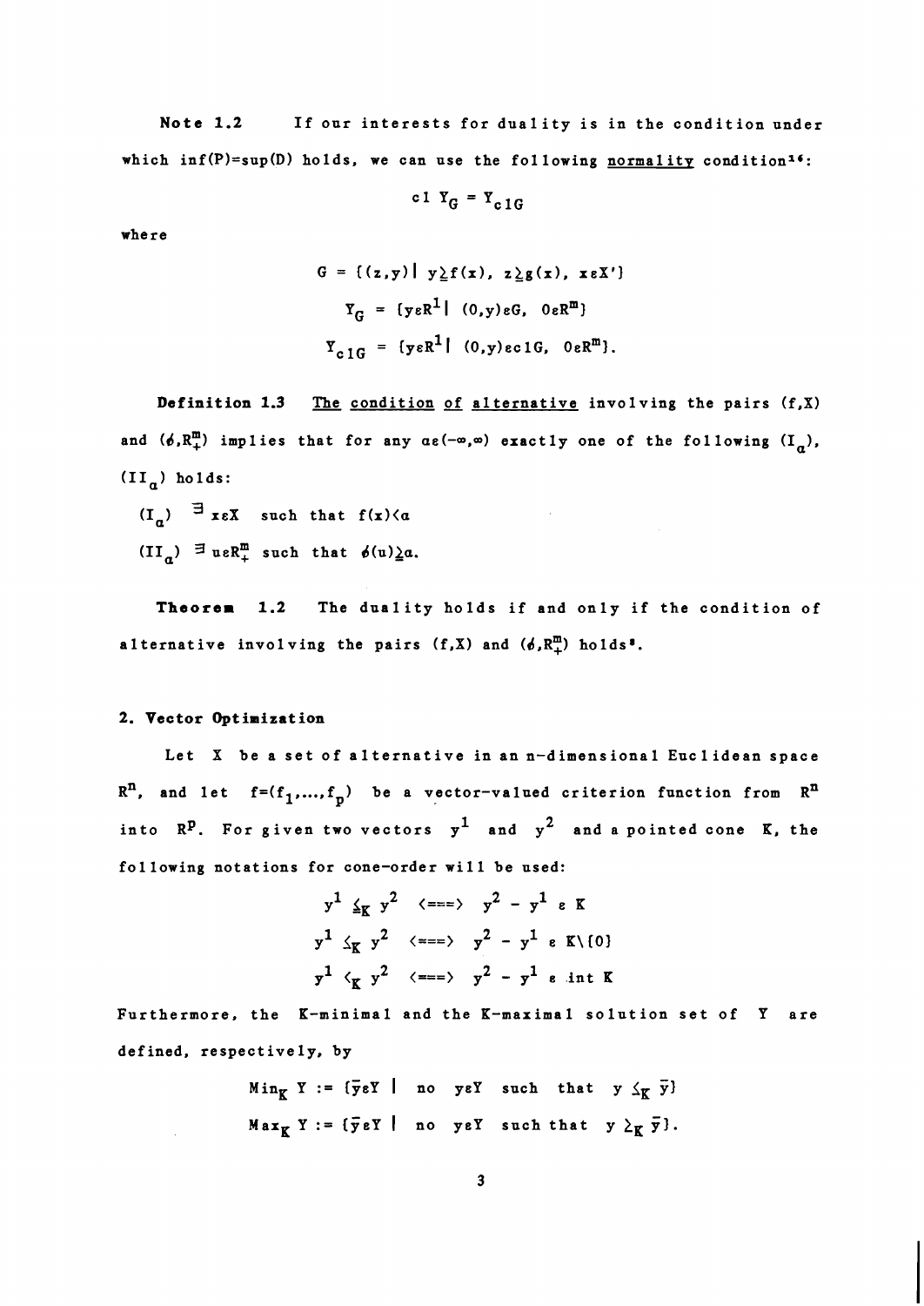**Note 1.2** If our interests for duality is in the condition under which inf(P)=sup(D) holds, we can use the following normality condition[16]:

$$\mathrm{cl}\ Y_G = Y_{\mathrm{cl}G}$$

where

$$G = \{(z,y) \mid y \geq f(x),\ z \geq g(x),\ x \in X'\}$$

$$Y_G = \{y \in R^1 \mid (0,y) \in G,\ 0 \in R^m\}$$

$$Y_{\mathrm{cl}G} = \{y \in R^1 \mid (0,y) \in \mathrm{cl}G,\ 0 \in R^m\}.$$

**Definition 1.3** The condition of alternative involving the pairs $(f,X)$ and $(\phi,R^m_+)$ implies that for any $\alpha \in (-\infty,\infty)$ exactly one of the following $(I_\alpha)$, $(II_\alpha)$ holds:

$(I_\alpha)$ $\exists\, x \in X$ such that $f(x) < \alpha$

$(II_\alpha)$ $\exists\, u \in R^m_+$ such that $\phi(u) \geq \alpha$.

**Theorem 1.2** The duality holds if and only if the condition of alternative involving the pairs $(f,X)$ and $(\phi,R^m_+)$ holds[8].

## 2. Vector Optimization

Let $X$ be a set of alternative in an n-dimensional Euclidean space $R^n$, and let $f=(f_1,\ldots,f_p)$ be a vector-valued criterion function from $R^n$ into $R^p$. For given two vectors $y^1$ and $y^2$ and a pointed cone $K$, the following notations for cone-order will be used:

$$y^1 \leqq_K y^2 \iff y^2 - y^1 \in K$$

$$y^1 \leq_K y^2 \iff y^2 - y^1 \in K \setminus \{0\}$$

$$y^1 <_K y^2 \iff y^2 - y^1 \in \mathrm{int}\, K$$

Furthermore, the K-minimal and the K-maximal solution set of $Y$ are defined, respectively, by

$$\mathrm{Min}_K\, Y := \{\bar{y} \in Y \mid \text{ no } y \in Y \text{ such that } y \leq_K \bar{y}\}$$

$$\mathrm{Max}_K\, Y := \{\bar{y} \in Y \mid \text{ no } y \in Y \text{ such that } y \geq_K \bar{y}\}.$$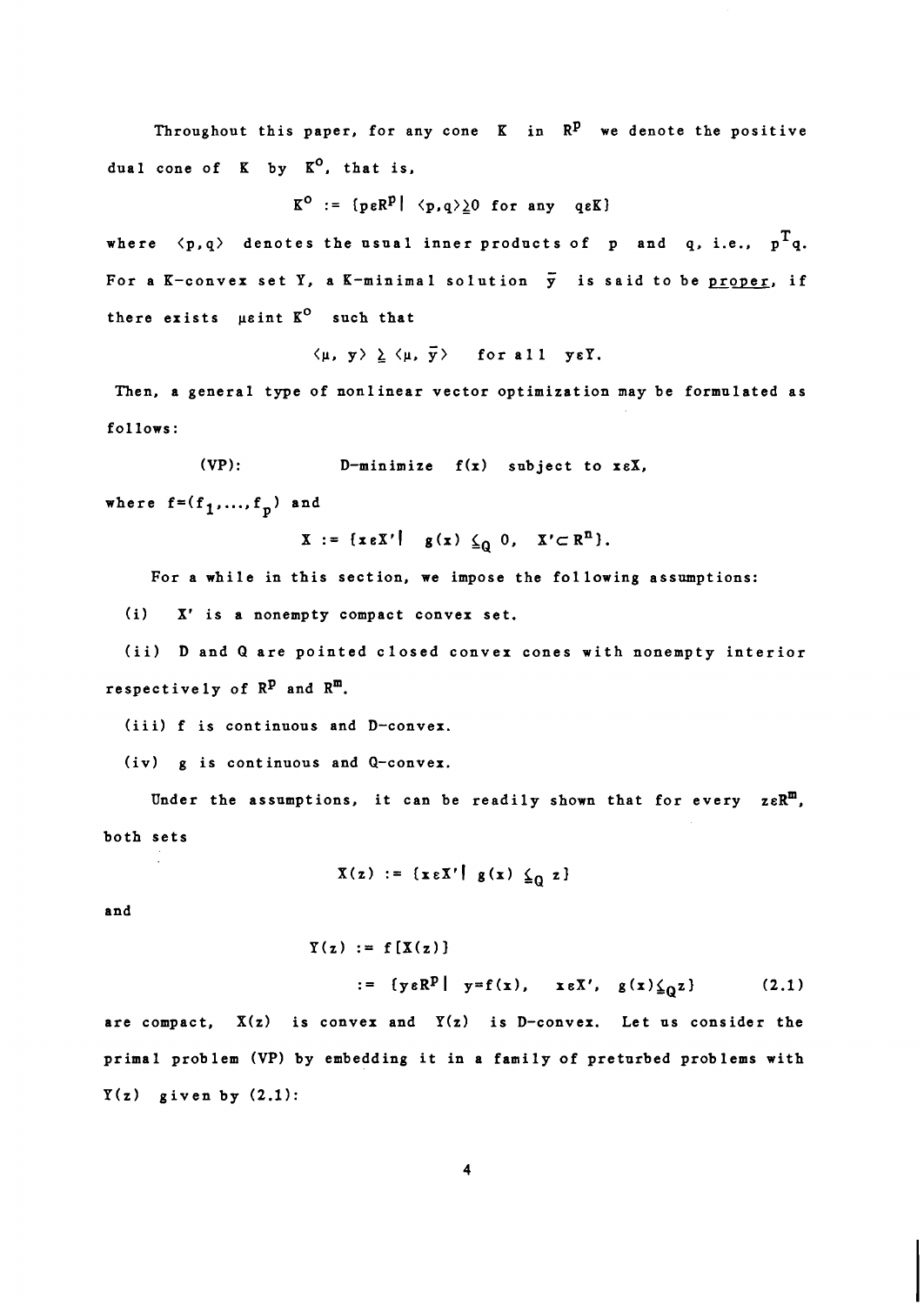Throughout this paper, for any cone $K$ in $R^p$ we denote the positive dual cone of $K$ by $K^o$, that is,

$$K^o := \{p \in R^p \mid \langle p, q \rangle \geq 0 \text{ for any } q \in K\}$$

where $\langle p, q \rangle$ denotes the usual inner products of $p$ and $q$, i.e., $p^T q$. For a $K$-convex set $Y$, a $K$-minimal solution $\bar{y}$ is said to be proper, if there exists $\mu \in \text{int } K^o$ such that

$$\langle \mu, y \rangle \geq \langle \mu, \bar{y} \rangle \quad \text{for all } y \in Y.$$

Then, a general type of nonlinear vector optimization may be formulated as follows:

$$\text{(VP):} \qquad D\text{-minimize } f(x) \text{ subject to } x \in X,$$

where $f = (f_1, \ldots, f_p)$ and

$$X := \{x \in X' \mid g(x) \leqq_Q 0, \ X' \subset R^n\}.$$

For a while in this section, we impose the following assumptions:

(i) $X'$ is a nonempty compact convex set.

(ii) $D$ and $Q$ are pointed closed convex cones with nonempty interior respectively of $R^p$ and $R^m$.

(iii) $f$ is continuous and $D$-convex.

(iv) $g$ is continuous and $Q$-convex.

Under the assumptions, it can be readily shown that for every $z \in R^m$, both sets

$$X(z) := \{x \in X' \mid g(x) \leqq_Q z\}$$

and

$$\begin{aligned} Y(z) &:= f[X(z)] \\ &:= \{y \in R^p \mid y = f(x), \quad x \in X', \quad g(x) \leqq_Q z\} \end{aligned} \tag{2.1}$$

are compact, $X(z)$ is convex and $Y(z)$ is $D$-convex. Let us consider the primal problem (VP) by embedding it in a family of preturbed problems with $Y(z)$ given by (2.1):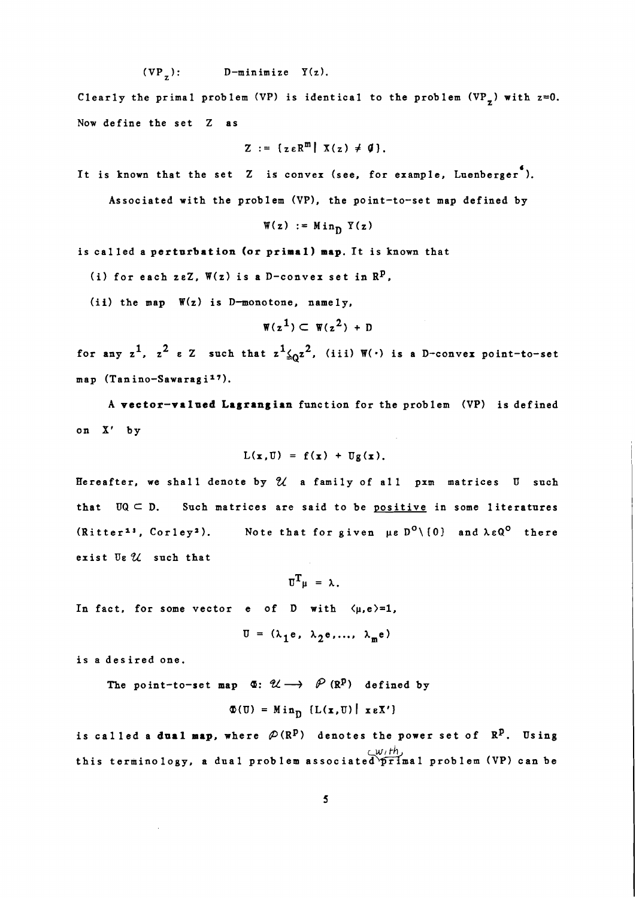$(VP_z)$:  D-minimize $Y(z)$.

Clearly the primal problem (VP) is identical to the problem $(VP_z)$ with $z=0$. Now define the set $Z$ as

$$Z := \{z \in R^m \mid X(z) \neq \emptyset\}.$$

It is known that the set $Z$ is convex (see, for example, Luenberger[6]).

Associated with the problem (VP), the point-to-set map defined by

$$W(z) := \mathrm{Min}_D \; Y(z)$$

is called a **perturbation (or primal) map**. It is known that

(i) for each $z \in Z$, $W(z)$ is a D-convex set in $R^p$,

(ii) the map $W(z)$ is D-monotone, namely,

$$W(z^1) \subset W(z^2) + D$$

for any $z^1$, $z^2 \in Z$ such that $z^1 \leqq_Q z^2$, (iii) $W(\cdot)$ is a D-convex point-to-set map (Tanino-Sawaragi[17]).

A **vector-valued Lagrangian** function for the problem (VP) is defined on $X'$ by

$$L(x,U) = f(x) + Ug(x).$$

Hereafter, we shall denote by $\mathcal{U}$ a family of all $p \times m$ matrices $U$ such that $UQ \subset D$. Such matrices are said to be positive in some literatures (Ritter[13], Corley[2]). Note that for given $\mu \in D^o \setminus \{0\}$ and $\lambda \in Q^o$ there exist $U \in \mathcal{U}$ such that

$$U^T \mu = \lambda.$$

In fact, for some vector $e$ of $D$ with $\langle \mu, e \rangle = 1$,

$$U = (\lambda_1 e, \lambda_2 e, \ldots, \lambda_m e)$$

is a desired one.

The point-to-set map $\Phi$: $\mathcal{U} \longrightarrow \mathcal{P}(R^p)$ defined by

$$\Phi(U) = \mathrm{Min}_D \; \{L(x,U) \mid x \in X'\}$$

is called a **dual map**, where $\mathcal{P}(R^p)$ denotes the power set of $R^p$. Using this terminology, a dual problem associated with primal problem (VP) can be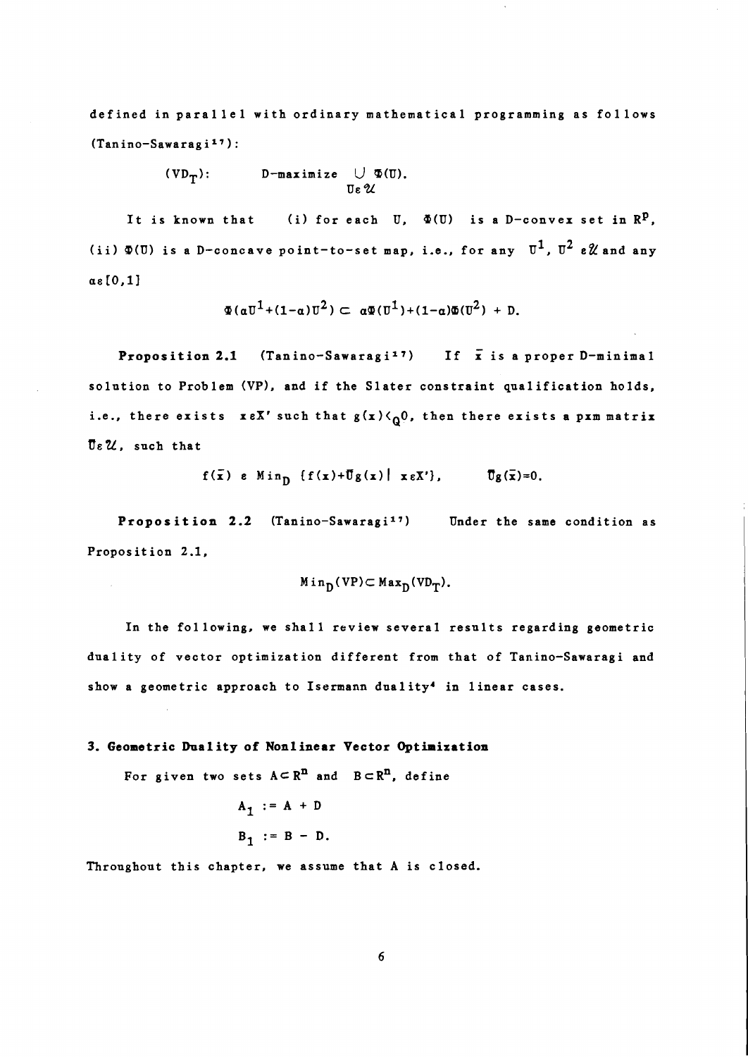defined in parallel with ordinary mathematical programming as follows (Tanino-Sawaragi[17]):

$$(\mathrm{VD_T}): \qquad \text{D-maximize} \bigcup_{U \in \mathcal{U}} \Phi(U).$$

It is known that (i) for each $U$, $\Phi(U)$ is a D-convex set in $R^p$, (ii) $\Phi(U)$ is a D-concave point-to-set map, i.e., for any $U^1, U^2 \in \mathcal{U}$ and any $\alpha \in [0,1]$

$$\Phi(\alpha U^1 + (1-\alpha)U^2) \subset \alpha\Phi(U^1) + (1-\alpha)\Phi(U^2) + D.$$

**Proposition 2.1** (Tanino-Sawaragi[17]) If $\bar{x}$ is a proper D-minimal solution to Problem (VP), and if the Slater constraint qualification holds, i.e., there exists $x \in X'$ such that $g(x) <_Q 0$, then there exists a p×m matrix $\bar{U} \in \mathcal{U}$, such that

$$f(\bar{x}) \in \mathrm{Min}_D \{f(x) + \bar{U}g(x) \mid x \in X'\}, \qquad \bar{U}g(\bar{x}) = 0.$$

**Proposition 2.2** (Tanino-Sawaragi[17]) Under the same condition as Proposition 2.1,

$$\mathrm{Min}_D(\mathrm{VP}) \subset \mathrm{Max}_D(\mathrm{VD_T}).$$

In the following, we shall review several results regarding geometric duality of vector optimization different from that of Tanino-Sawaragi and show a geometric approach to Isermann duality[4] in linear cases.

## 3. Geometric Duality of Nonlinear Vector Optimization

For given two sets $A \subset R^n$ and $B \subset R^n$, define

$$A_1 := A + D$$

$$B_1 := B - D.$$

Throughout this chapter, we assume that A is closed.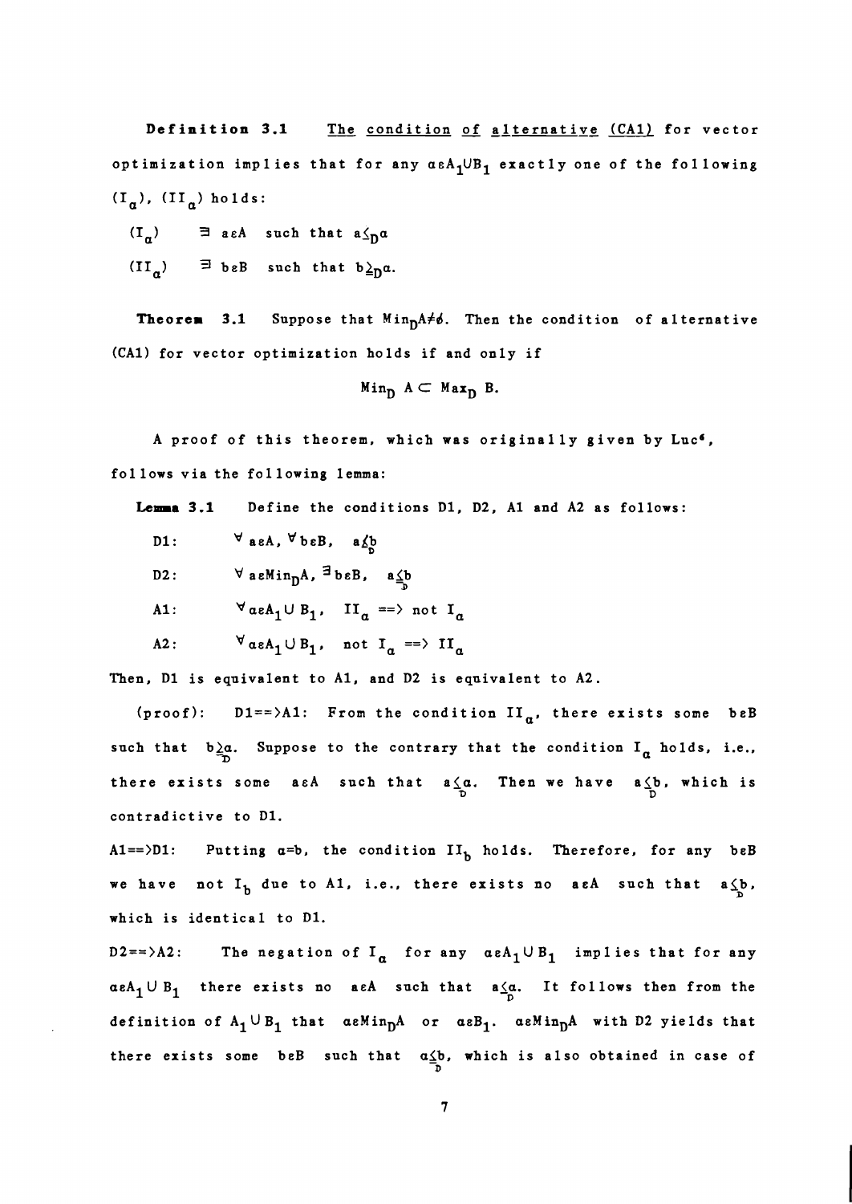**Definition 3.1** The condition of alternative (CA1) for vector optimization implies that for any $\alpha \in A_1 \cup B_1$ exactly one of the following $(I_\alpha)$, $(II_\alpha)$ holds:

$(I_\alpha)$ $\quad \exists\ a \in A$ such that $a \leq_D \alpha$

$(II_\alpha)$ $\quad \exists\ b \in B$ such that $b \geq_D \alpha$.

**Theorem 3.1** Suppose that $\mathrm{Min}_D A \neq \emptyset$. Then the condition of alternative (CA1) for vector optimization holds if and only if

$$\mathrm{Min}_D\ A \subset \mathrm{Max}_D\ B.$$

A proof of this theorem, which was originally given by Luc[6], follows via the following lemma:

**Lemma 3.1** Define the conditions D1, D2, A1 and A2 as follows:

D1: $\quad \forall\ a \in A,\ \forall\ b \in B,\ \ a \not\leq_D b$

D2: $\quad \forall\ a \in \mathrm{Min}_D A,\ \exists\ b \in B,\ \ a \leq_D b$

A1: $\quad \forall\ \alpha \in A_1 \cup B_1,\ \ II_\alpha \Longrightarrow \text{not } I_\alpha$

A2: $\quad \forall\ \alpha \in A_1 \cup B_1,\ \ \text{not } I_\alpha \Longrightarrow II_\alpha$

Then, D1 is equivalent to A1, and D2 is equivalent to A2.

(proof): D1$\Longrightarrow$A1: From the condition $II_\alpha$, there exists some $b \in B$ such that $b \geq_D \alpha$. Suppose to the contrary that the condition $I_\alpha$ holds, i.e., there exists some $a \in A$ such that $a \leq_D \alpha$. Then we have $a \leq_D b$, which is contradictive to D1.

A1$\Longrightarrow$D1: Putting $\alpha = b$, the condition $II_b$ holds. Therefore, for any $b \in B$ we have not $I_b$ due to A1, i.e., there exists no $a \in A$ such that $a \leq_D b$, which is identical to D1.

D2$\Longrightarrow$A2: The negation of $I_\alpha$ for any $\alpha \in A_1 \cup B_1$ implies that for any $\alpha \in A_1 \cup B_1$ there exists no $a \in A$ such that $a \leq_D \alpha$. It follows then from the definition of $A_1 \cup B_1$ that $\alpha \in \mathrm{Min}_D A$ or $\alpha \in B_1$. $\alpha \in \mathrm{Min}_D A$ with D2 yields that there exists some $b \in B$ such that $\alpha \leq_D b$, which is also obtained in case of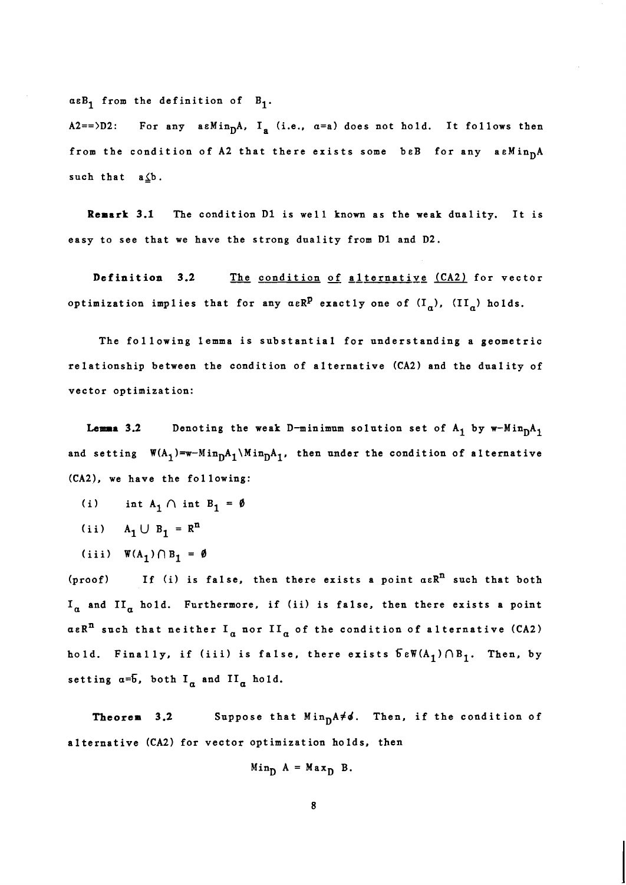$a \in B_1$ from the definition of $B_1$.

A2==>D2: For any $a \in \text{Min}_D A$, $I_a$ (i.e., $\alpha = a$) does not hold. It follows then from the condition of A2 that there exists some $b \in B$ for any $a \in \text{Min}_D A$ such that $a \leq b$.

**Remark 3.1** The condition D1 is well known as the weak duality. It is easy to see that we have the strong duality from D1 and D2.

**Definition 3.2** The condition of alternative (CA2) for vector optimization implies that for any $\alpha \in R^p$ exactly one of $(I_\alpha)$, $(II_\alpha)$ holds.

The following lemma is substantial for understanding a geometric relationship between the condition of alternative (CA2) and the duality of vector optimization:

**Lemma 3.2** Denoting the weak D-minimum solution set of $A_1$ by $\text{w-Min}_D A_1$ and setting $W(A_1) = \text{w-Min}_D A_1 \setminus \text{Min}_D A_1$, then under the condition of alternative (CA2), we have the following:

(i) $\text{int } A_1 \cap \text{int } B_1 = \emptyset$

(ii) $A_1 \cup B_1 = R^n$

(iii) $W(A_1) \cap B_1 = \emptyset$

(proof) If (i) is false, then there exists a point $\alpha \in R^n$ such that both $I_\alpha$ and $II_\alpha$ hold. Furthermore, if (ii) is false, then there exists a point $\alpha \in R^n$ such that neither $I_\alpha$ nor $II_\alpha$ of the condition of alternative (CA2) hold. Finally, if (iii) is false, there exists $\bar{b} \in W(A_1) \cap B_1$. Then, by setting $\alpha = \bar{b}$, both $I_\alpha$ and $II_\alpha$ hold.

**Theorem 3.2** Suppose that $\text{Min}_D A \neq \emptyset$. Then, if the condition of alternative (CA2) for vector optimization holds, then

$$\text{Min}_D A = \text{Max}_D B.$$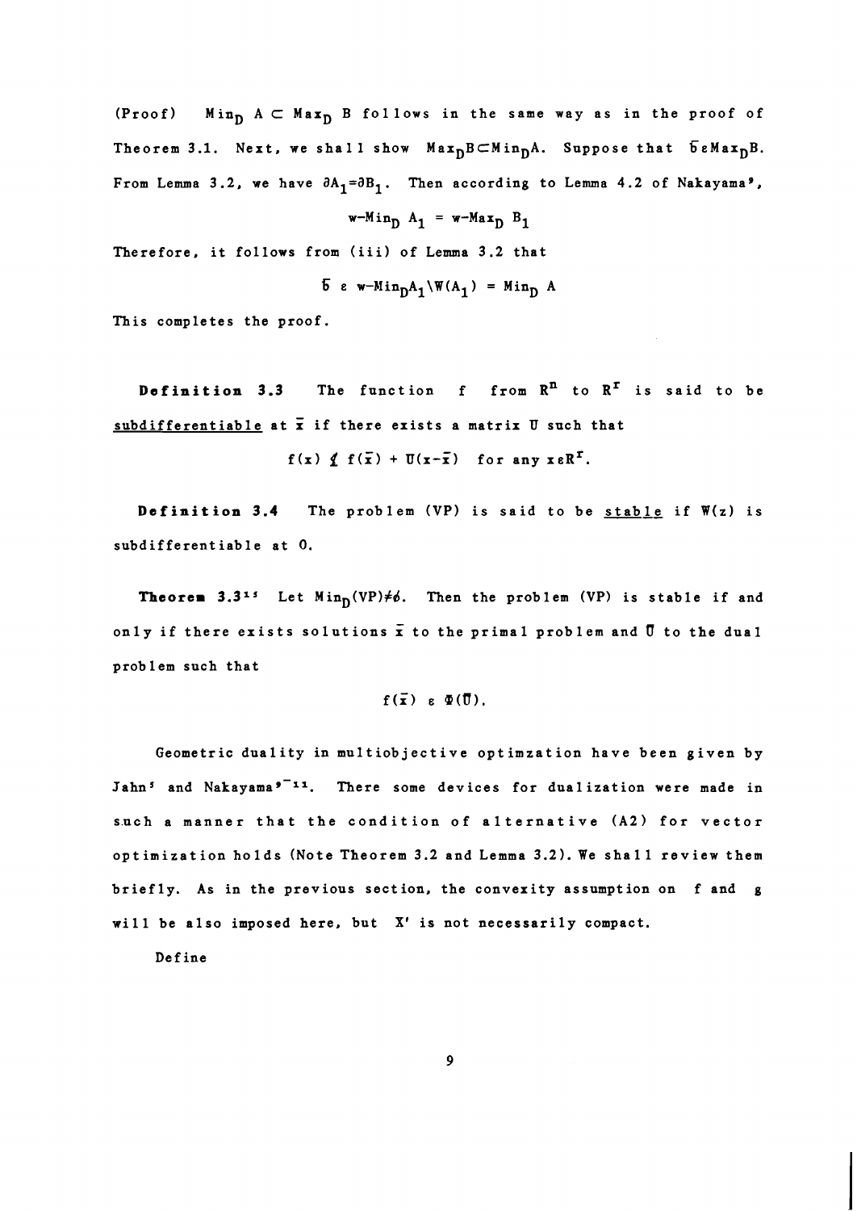(Proof) $\text{Min}_D\, A \subset \text{Max}_D\, B$ follows in the same way as in the proof of Theorem 3.1. Next, we shall show $\text{Max}_D B \subset \text{Min}_D A$. Suppose that $\bar{b} \in \text{Max}_D B$. From Lemma 3.2, we have $\partial A_1 = \partial B_1$. Then according to Lemma 4.2 of Nakayama[9],

$$\text{w-Min}_D\, A_1 = \text{w-Max}_D\, B_1$$

Therefore, it follows from (iii) of Lemma 3.2 that

$$\bar{b} \in \text{w-Min}_D A_1 \backslash W(A_1) = \text{Min}_D\, A$$

This completes the proof.

**Definition 3.3** The function $f$ from $R^n$ to $R^r$ is said to be <u>subdifferentiable</u> at $\bar{x}$ if there exists a matrix $U$ such that

$$f(x) \nleq f(\bar{x}) + U(x - \bar{x}) \quad \text{for any } x \in R^r.$$

**Definition 3.4** The problem (VP) is said to be <u>stable</u> if $W(z)$ is subdifferentiable at 0.

**Theorem 3.3**[15] Let $\text{Min}_D(\text{VP}) \neq \phi$. Then the problem (VP) is stable if and only if there exists solutions $\bar{x}$ to the primal problem and $\bar{U}$ to the dual problem such that

$$f(\bar{x}) \in \Phi(\bar{U}).$$

Geometric duality in multiobjective optimzation have been given by Jahn[5] and Nakayama[9-11]. There some devices for dualization were made in such a manner that the condition of alternative (A2) for vector optimization holds (Note Theorem 3.2 and Lemma 3.2). We shall review them briefly. As in the previous section, the convexity assumption on $f$ and $g$ will be also imposed here, but $X'$ is not necessarily compact.

Define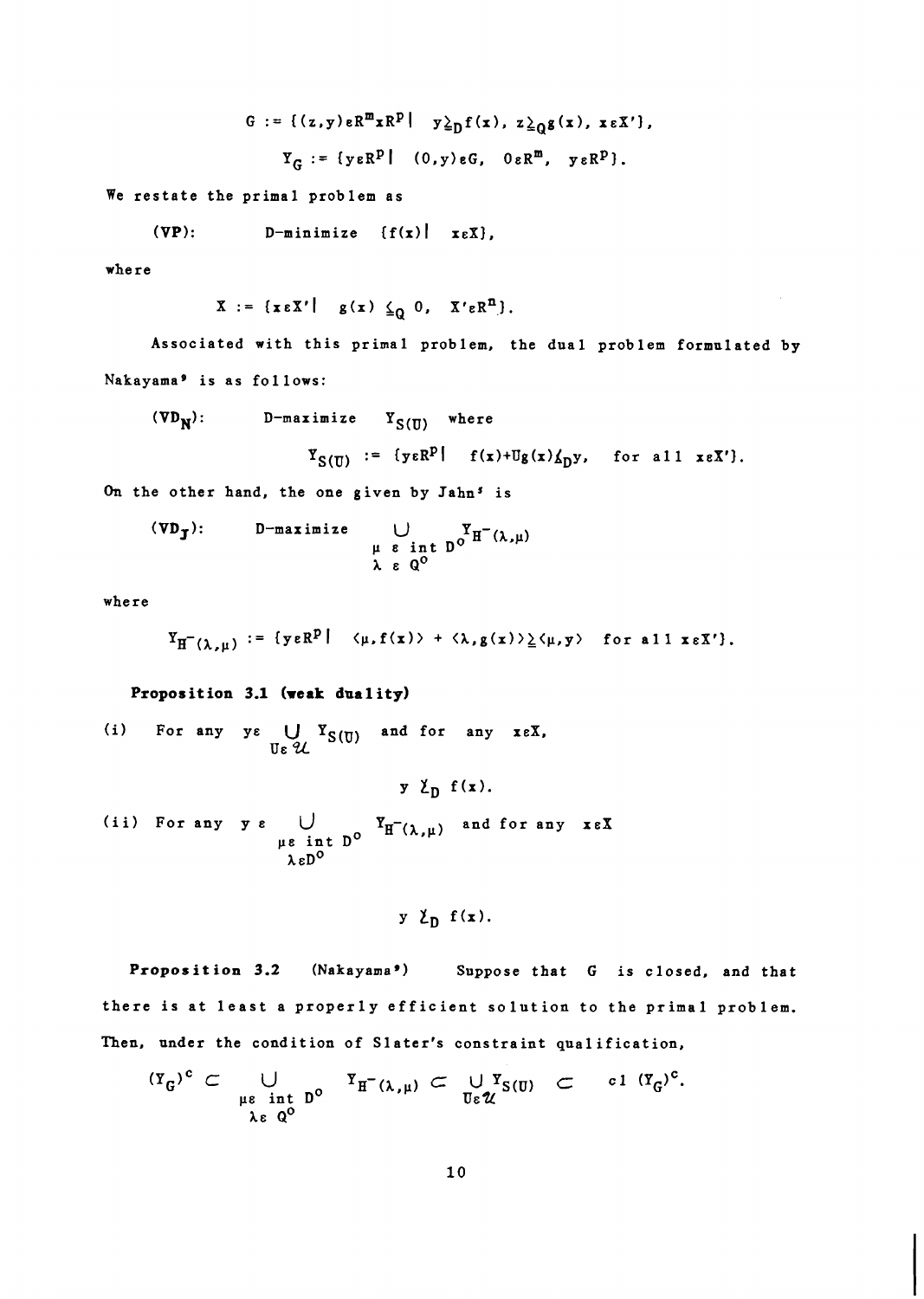$$G := \{(z,y) \in R^m \times R^p \mid \ y \geqq_D f(x),\ z \geqq_Q g(x),\ x \in X'\},$$

$$Y_G := \{y \in R^p \mid \ (0,y) \in G,\ \ 0 \in R^m,\ \ y \in R^p\}.$$

We restate the primal problem as

$$(\mathbf{VP}): \qquad \text{D-minimize} \quad \{f(x) \mid \ x \in X\},$$

where

$$X := \{x \in X' \mid \ g(x) \leqq_Q 0,\ \ X' \in R^n\}.$$

Associated with this primal problem, the dual problem formulated by Nakayama[9] is as follows:

$$(\mathbf{VD_N}): \qquad \text{D-maximize} \quad Y_{S(U)} \quad \text{where}$$

$$Y_{S(U)} := \{y \in R^p \mid \ f(x) + Ug(x) \not\leq_D y, \quad \text{for all } x \in X'\}.$$

On the other hand, the one given by Jahn[5] is

$$(\mathbf{VD_J}): \qquad \text{D-maximize} \quad \bigcup_{\substack{\mu \in \operatorname{int} D^o \\ \lambda \in Q^o}} Y_{H^-(\lambda,\mu)}$$

where

$$Y_{H^-(\lambda,\mu)} := \{y \in R^p \mid \ \langle \mu, f(x)\rangle + \langle \lambda, g(x)\rangle \geq \langle \mu, y\rangle \quad \text{for all } x \in X'\}.$$

**Proposition 3.1 (weak duality)**

(i) For any $y \in \bigcup_{U \in \mathcal{U}} Y_{S(U)}$ and for any $x \in X$,

$$y \not\geq_D f(x).$$

(ii) For any $y \in \bigcup_{\substack{\mu \in \operatorname{int} D^o \\ \lambda \in D^o}} Y_{H^-(\lambda,\mu)}$ and for any $x \in X$

$$y \not\geq_D f(x).$$

**Proposition 3.2** (Nakayama[9]) Suppose that $G$ is closed, and that there is at least a properly efficient solution to the primal problem. Then, under the condition of Slater's constraint qualification,

$$(Y_G)^c \subset \bigcup_{\substack{\mu \in \operatorname{int} D^o \\ \lambda \in Q^o}} Y_{H^-(\lambda,\mu)} \subset \bigcup_{U \in \mathcal{U}} Y_{S(U)} \subset \operatorname{cl}\,(Y_G)^c.$$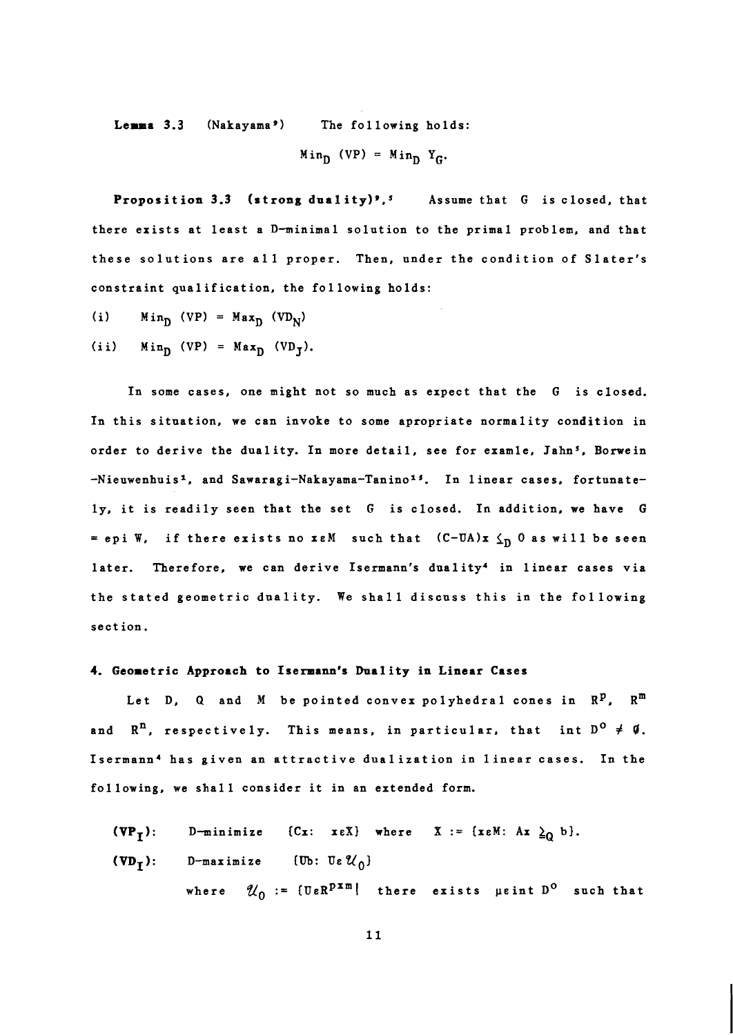**Lemma 3.3** (Nakayama[9]) The following holds:

$$\mathrm{Min}_D\ (\mathrm{VP}) = \mathrm{Min}_D\ Y_G.$$

**Proposition 3.3 (strong duality)**[9],[5] Assume that G is closed, that there exists at least a D-minimal solution to the primal problem, and that these solutions are all proper. Then, under the condition of Slater's constraint qualification, the following holds:

(i) $\mathrm{Min}_D\ (\mathrm{VP}) = \mathrm{Max}_D\ (\mathrm{VD}_N)$

(ii) $\mathrm{Min}_D\ (\mathrm{VP}) = \mathrm{Max}_D\ (\mathrm{VD}_J)$.

In some cases, one might not so much as expect that the G is closed. In this situation, we can invoke to some apropriate normality condition in order to derive the duality. In more detail, see for examle, Jahn[5], Borwein-Nieuwenhuis[1], and Sawaragi-Nakayama-Tanino[15]. In linear cases, fortunately, it is readily seen that the set G is closed. In addition, we have G = epi W, if there exists no $x \in M$ such that $(C-UA)x \leq_D 0$ as will be seen later. Therefore, we can derive Isermann's duality[4] in linear cases via the stated geometric duality. We shall discuss this in the following section.

## 4. Geometric Approach to Isermann's Duality in Linear Cases

Let D, Q and M be pointed convex polyhedral cones in $R^p$, $R^m$ and $R^n$, respectively. This means, in particular, that $\mathrm{int}\ D^o \neq \emptyset$. Isermann[4] has given an attractive dualization in linear cases. In the following, we shall consider it in an extended form.

$(\mathbf{VP_I})$: D-minimize $\{Cx:\ x \in X\}$ where $X := \{x \in M:\ Ax \geq_Q b\}$.

$(\mathbf{VD_I})$: D-maximize $\{Ub:\ U \in \mathcal{U}_0\}$

where $\mathcal{U}_0 := \{U \in R^{p \times m} |$ there exists $\mu \in \mathrm{int}\ D^o$ such that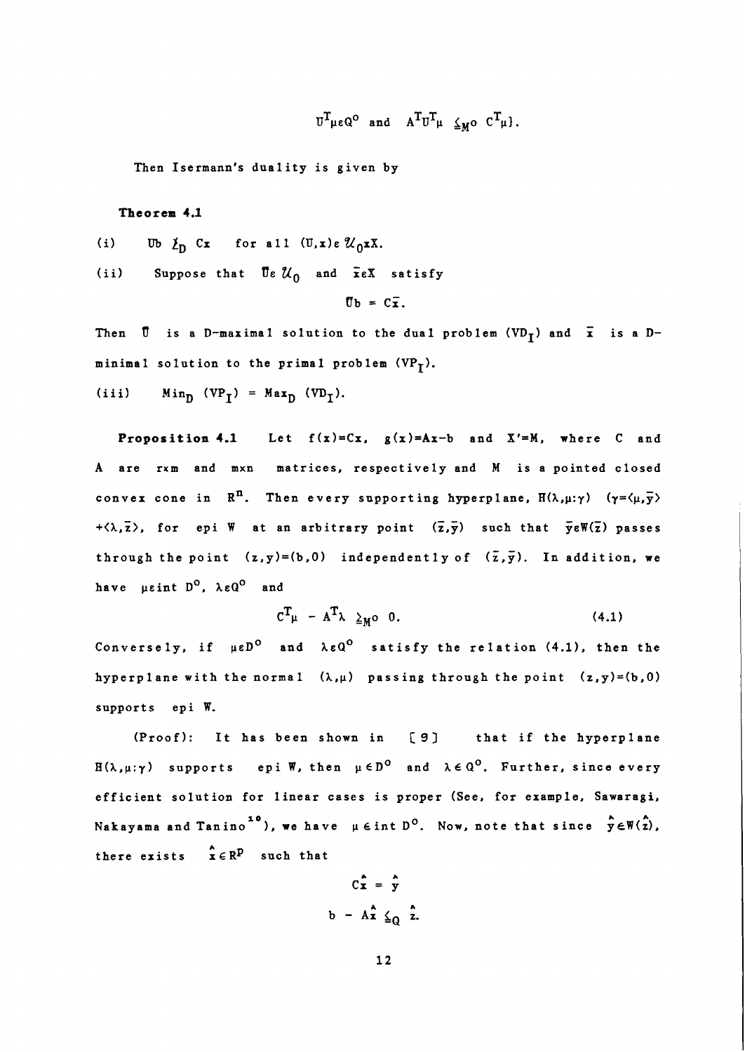$$U^T\mu \in Q^o \text{ and } A^TU^T\mu \leqq_{M^o} C^T\mu\}.$$

Then Isermann's duality is given by

**Theorem 4.1**

(i) $Ub \not\leq_D Cx$ for all $(U,x) \in \mathcal{U}_0 \times X$.

(ii) Suppose that $\bar{U} \in \mathcal{U}_0$ and $\bar{x} \in X$ satisfy

$$\bar{U}b = C\bar{x}.$$

Then $\bar{U}$ is a D-maximal solution to the dual problem $(VD_I)$ and $\bar{x}$ is a D-minimal solution to the primal problem $(VP_I)$.

(iii) $\text{Min}_D\ (VP_I) = \text{Max}_D\ (VD_I)$.

**Proposition 4.1** Let $f(x)=Cx$, $g(x)=Ax-b$ and $X'=M$, where C and A are $r \times m$ and $m \times n$ matrices, respectively and M is a pointed closed convex cone in $R^n$. Then every supporting hyperplane, $H(\lambda,\mu:\gamma)$ $(\gamma=\langle\mu,\bar{y}\rangle+\langle\lambda,\bar{z}\rangle$, for epi W at an arbitrary point $(\bar{z},\bar{y})$ such that $\bar{y} \in W(\bar{z})$ passes through the point $(z,y)=(b,0)$ independently of $(\bar{z},\bar{y})$. In addition, we have $\mu \in \text{int } D^o$, $\lambda \in Q^o$ and

$$C^T\mu - A^T\lambda \geqq_{M^o} 0. \tag{4.1}$$

Conversely, if $\mu \in D^o$ and $\lambda \in Q^o$ satisfy the relation (4.1), then the hyperplane with the normal $(\lambda,\mu)$ passing through the point $(z,y)=(b,0)$ supports epi W.

(Proof): It has been shown in [9] that if the hyperplane $H(\lambda,\mu:\gamma)$ supports epi W, then $\mu \in D^o$ and $\lambda \in Q^o$. Further, since every efficient solution for linear cases is proper (See, for example, Sawaragi, Nakayama and Tanino[10]), we have $\mu \in \text{int } D^o$. Now, note that since $\hat{y} \in W(\hat{z})$, there exists $\hat{x} \in R^p$ such that

$$C\hat{x} = \hat{y}$$

$$b - A\hat{x} \leqq_Q \hat{z}.$$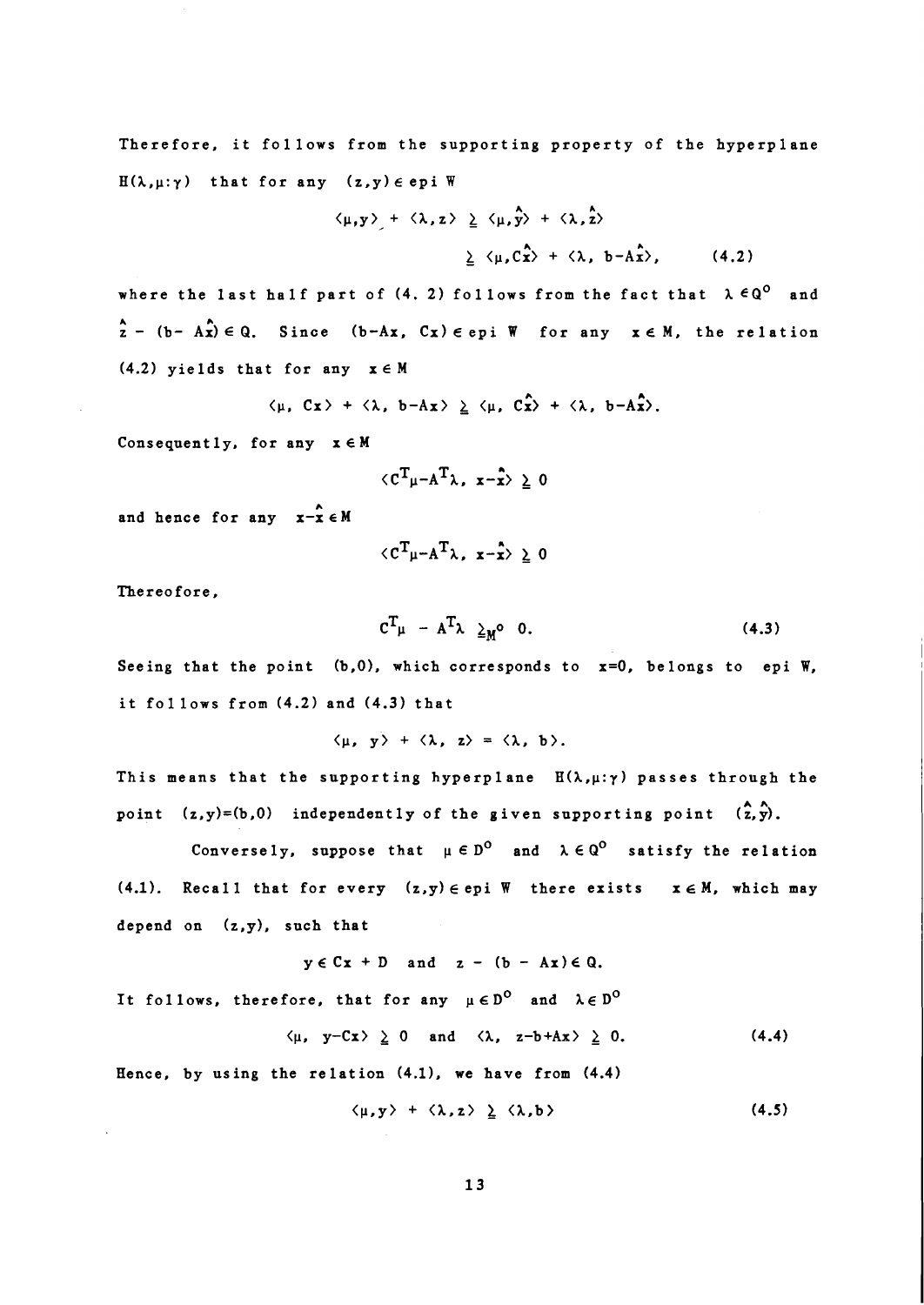Therefore, it follows from the supporting property of the hyperplane $H(\lambda,\mu:\gamma)$ that for any $(z,y) \in \text{epi } W$

$$\langle \mu, y \rangle + \langle \lambda, z \rangle \geq \langle \mu, \hat{y} \rangle + \langle \lambda, \hat{z} \rangle$$

$$\geq \langle \mu, C\hat{x} \rangle + \langle \lambda, b - A\hat{x} \rangle, \qquad (4.2)$$

where the last half part of (4. 2) follows from the fact that $\lambda \in Q^{o}$ and $\hat{z} - (b - A\hat{x}) \in Q$. Since $(b-Ax, Cx) \in \text{epi } W$ for any $x \in M$, the relation (4.2) yields that for any $x \in M$

$$\langle \mu, Cx \rangle + \langle \lambda, b-Ax \rangle \geq \langle \mu, C\hat{x} \rangle + \langle \lambda, b-A\hat{x} \rangle.$$

Consequently, for any $x \in M$

$$\langle C^{T}\mu - A^{T}\lambda, x - \hat{x} \rangle \geq 0$$

and hence for any $x - \hat{x} \in M$

$$\langle C^{T}\mu - A^{T}\lambda, x - \hat{x} \rangle \geq 0$$

Thereofore,

$$C^{T}\mu - A^{T}\lambda \geq_{M^{o}} 0. \qquad (4.3)$$

Seeing that the point $(b,0)$, which corresponds to $x=0$, belongs to epi $W$, it follows from (4.2) and (4.3) that

$$\langle \mu, y \rangle + \langle \lambda, z \rangle = \langle \lambda, b \rangle.$$

This means that the supporting hyperplane $H(\lambda,\mu:\gamma)$ passes through the point $(z,y)=(b,0)$ independently of the given supporting point $(\hat{z},\hat{y})$.

Conversely, suppose that $\mu \in D^{o}$ and $\lambda \in Q^{o}$ satisfy the relation (4.1). Recall that for every $(z,y) \in \text{epi } W$ there exists $x \in M$, which may depend on $(z,y)$, such that

$$y \in Cx + D \quad \text{and} \quad z - (b - Ax) \in Q.$$

It follows, therefore, that for any $\mu \in D^{o}$ and $\lambda \in D^{o}$

$$\langle \mu, y - Cx \rangle \geq 0 \quad \text{and} \quad \langle \lambda, z - b + Ax \rangle \geq 0. \qquad (4.4)$$

Hence, by using the relation (4.1), we have from (4.4)

$$\langle \mu, y \rangle + \langle \lambda, z \rangle \geq \langle \lambda, b \rangle \qquad (4.5)$$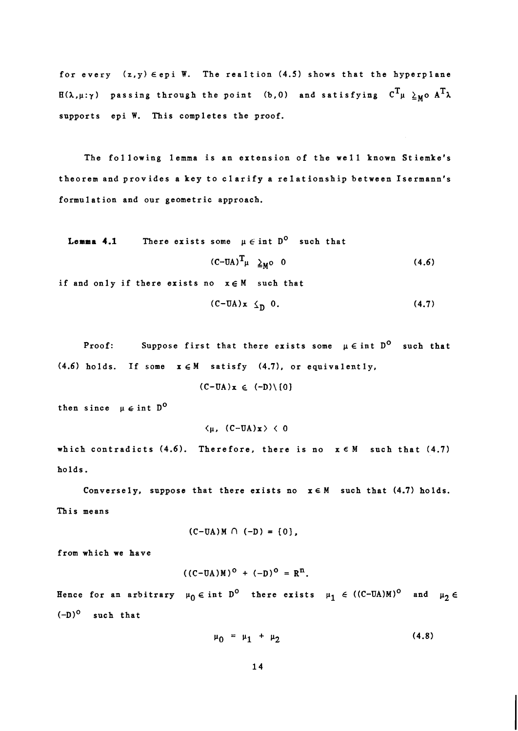for every $(z,y) \in \text{epi } W$. The realtion (4.5) shows that the hyperplane $H(\lambda,\mu:\gamma)$ passing through the point $(b,0)$ and satisfying $C^T\mu \geqq_{M^o} A^T\lambda$ supports epi $W$. This completes the proof.

The following lemma is an extension of the well known Stiemke's theorem and provides a key to clarify a relationship between Isermann's formulation and our geometric approach.

**Lemma 4.1** There exists some $\mu \in \text{int } D^o$ such that

$$(C-UA)^T\mu \geqq_{M^o} 0 \tag{4.6}$$

if and only if there exists no $x \in M$ such that

$$(C-UA)x \leq_D 0. \tag{4.7}$$

Proof: Suppose first that there exists some $\mu \in \text{int } D^o$ such that (4.6) holds. If some $x \in M$ satisfy (4.7), or equivalently,

$$(C-UA)x \in (-D)\backslash\{0\}$$

then since $\mu \in \text{int } D^o$

$$\langle \mu, (C-UA)x \rangle < 0$$

which contradicts (4.6). Therefore, there is no $x \in M$ such that (4.7) holds.

Conversely, suppose that there exists no $x \in M$ such that (4.7) holds. This means

$$(C-UA)M \cap (-D) = \{0\},$$

from which we have

$$((C-UA)M)^o + (-D)^o = R^n.$$

Hence for an arbitrary $\mu_0 \in \text{int } D^o$ there exists $\mu_1 \in ((C-UA)M)^o$ and $\mu_2 \in (-D)^o$ such that

$$\mu_0 = \mu_1 + \mu_2 \tag{4.8}$$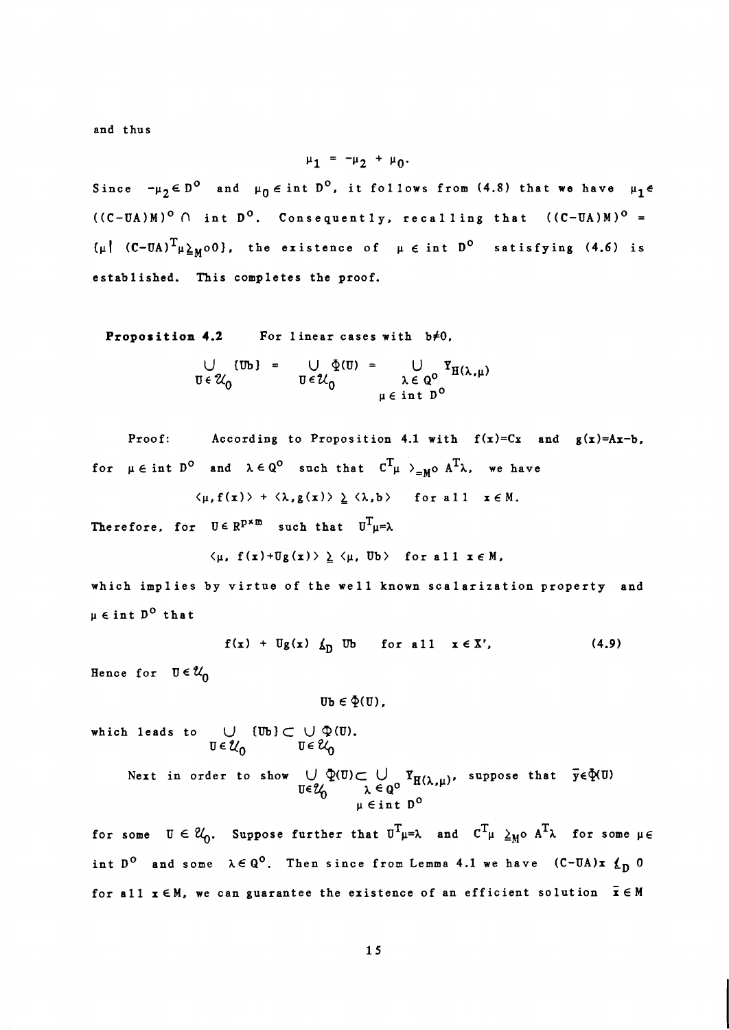and thus

$$\mu_1 = -\mu_2 + \mu_0.$$

Since $-\mu_2 \in D^o$ and $\mu_0 \in \text{int } D^o$, it follows from (4.8) that we have $\mu_1 \in ((C-UA)M)^o \cap \text{int } D^o$. Consequently, recalling that $((C-UA)M)^o = \{\mu | (C-UA)^T\mu \geq_{M^o} 0\}$, the existence of $\mu \in \text{int } D^o$ satisfying (4.6) is established. This completes the proof.

**Proposition 4.2** For linear cases with $b \neq 0$,

$$\bigcup_{U \in \mathcal{U}_0} \{Ub\} = \bigcup_{U \in \mathcal{U}_0} \Phi(U) = \bigcup_{\substack{\lambda \in Q^o \\ \mu \in \text{int } D^o}} Y_{H(\lambda,\mu)}$$

Proof: According to Proposition 4.1 with $f(x)=Cx$ and $g(x)=Ax-b$, for $\mu \in \text{int } D^o$ and $\lambda \in Q^o$ such that $C^T\mu >_{=M^o} A^T\lambda$, we have

$$\langle \mu, f(x) \rangle + \langle \lambda, g(x) \rangle \geq \langle \lambda, b \rangle \quad \text{for all } x \in M.$$

Therefore, for $U \in R^{p \times m}$ such that $U^T\mu = \lambda$

$$\langle \mu, f(x) + Ug(x) \rangle \geq \langle \mu, Ub \rangle \quad \text{for all } x \in M,$$

which implies by virtue of the well known scalarization property and $\mu \in \text{int } D^o$ that

$$f(x) + Ug(x) \not\leq_D Ub \quad \text{for all } x \in X', \tag{4.9}$$

Hence for $U \in \mathcal{U}_0$

$$Ub \in \Phi(U),$$

which leads to $\bigcup_{U \in \mathcal{U}_0} \{Ub\} \subset \bigcup_{U \in \mathcal{U}_0} \Phi(U)$.

Next in order to show $\bigcup_{U \in \mathcal{U}_0} \Phi(U) \subset \bigcup_{\substack{\lambda \in Q^o \\ \mu \in \text{int } D^o}} Y_{H(\lambda,\mu)}$, suppose that $\bar{y} \in \Phi(U)$ for some $U \in \mathcal{U}_0$. Suppose further that $U^T\mu = \lambda$ and $C^T\mu \geq_{M^o} A^T\lambda$ for some $\mu \in \text{int } D^o$ and some $\lambda \in Q^o$. Then since from Lemma 4.1 we have $(C-UA)x \not\leq_D 0$ for all $x \in M$, we can guarantee the existence of an efficient solution $\bar{x} \in M$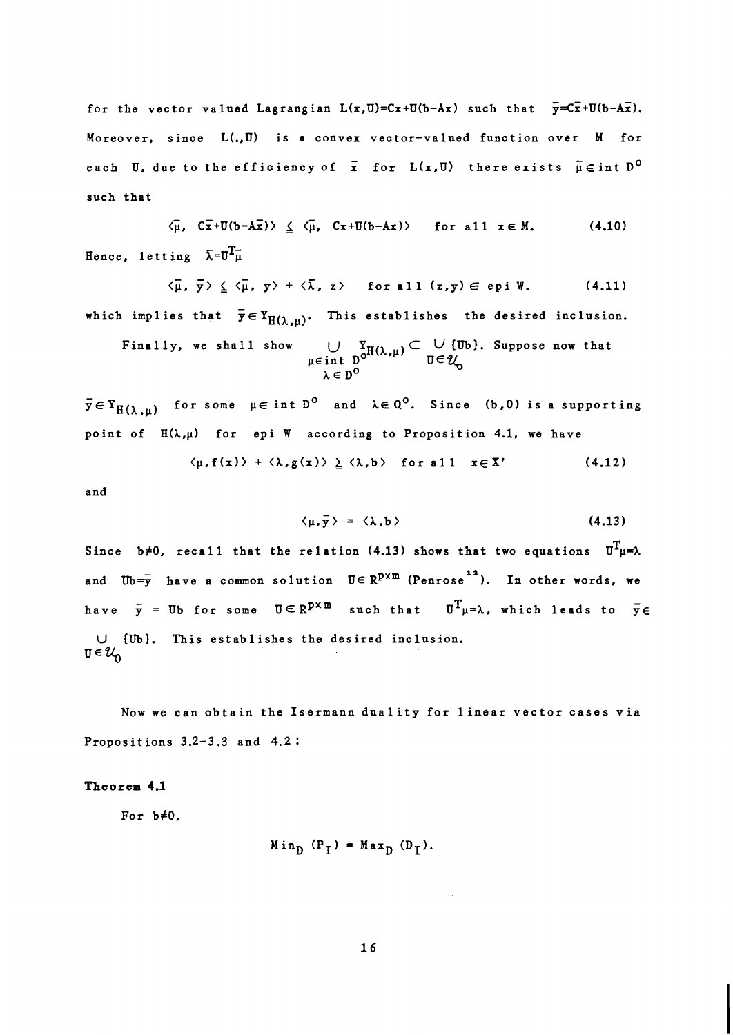for the vector valued Lagrangian $L(x,U)=Cx+U(b-Ax)$ such that $\bar{y}=C\bar{x}+U(b-A\bar{x})$. Moreover, since $L(.,U)$ is a convex vector-valued function over $M$ for each $U$, due to the efficiency of $\bar{x}$ for $L(x,U)$ there exists $\bar{\mu}\in \text{int}\, D^{o}$ such that

$$\langle \bar{\mu},\ C\bar{x}+U(b-A\bar{x})\rangle \leq \langle \bar{\mu},\ Cx+U(b-Ax)\rangle \quad \text{for all } x\in M. \tag{4.10}$$

Hence, letting $\bar{\lambda}=U^{T}\bar{\mu}$

$$\langle \bar{\mu},\ \bar{y}\rangle \leq \langle \bar{\mu},\ y\rangle + \langle \bar{\lambda},\ z\rangle \quad \text{for all } (z,y)\in \text{epi}\, W. \tag{4.11}$$

which implies that $\bar{y}\in Y_{H(\lambda,\mu)}$. This establishes the desired inclusion.

Finally, we shall show $\bigcup_{\substack{\mu\in \text{int}\, D^{o} \\ \lambda\in D^{o}}} Y_{H(\lambda,\mu)} \subset \bigcup_{U\in \mathcal{U}_0} \{Ub\}$. Suppose now that $\bar{y}\in Y_{H(\lambda,\mu)}$ for some $\mu\in \text{int}\, D^{o}$ and $\lambda\in Q^{o}$. Since $(b,0)$ is a supporting point of $H(\lambda,\mu)$ for epi $W$ according to Proposition 4.1, we have

$$\langle \mu, f(x)\rangle + \langle \lambda, g(x)\rangle \geq \langle \lambda, b\rangle \quad \text{for all } x\in X' \tag{4.12}$$

and

$$\langle \mu, \bar{y}\rangle = \langle \lambda, b\rangle \tag{4.13}$$

Since $b\neq 0$, recall that the relation (4.13) shows that two equations $U^{T}\mu=\lambda$ and $Ub=\bar{y}$ have a common solution $U\in R^{p\times m}$ (Penrose[11]). In other words, we have $\bar{y} = Ub$ for some $U\in R^{p\times m}$ such that $U^{T}\mu=\lambda$, which leads to $\bar{y}\in \bigcup_{U\in \mathcal{U}_0} \{Ub\}$. This establishes the desired inclusion.

Now we can obtain the Isermann duality for linear vector cases via Propositions 3.2-3.3 and 4.2:

**Theorem 4.1**

For $b\neq 0$,

$$\text{Min}_{D}\, (P_{I}) = \text{Max}_{D}\, (D_{I}).$$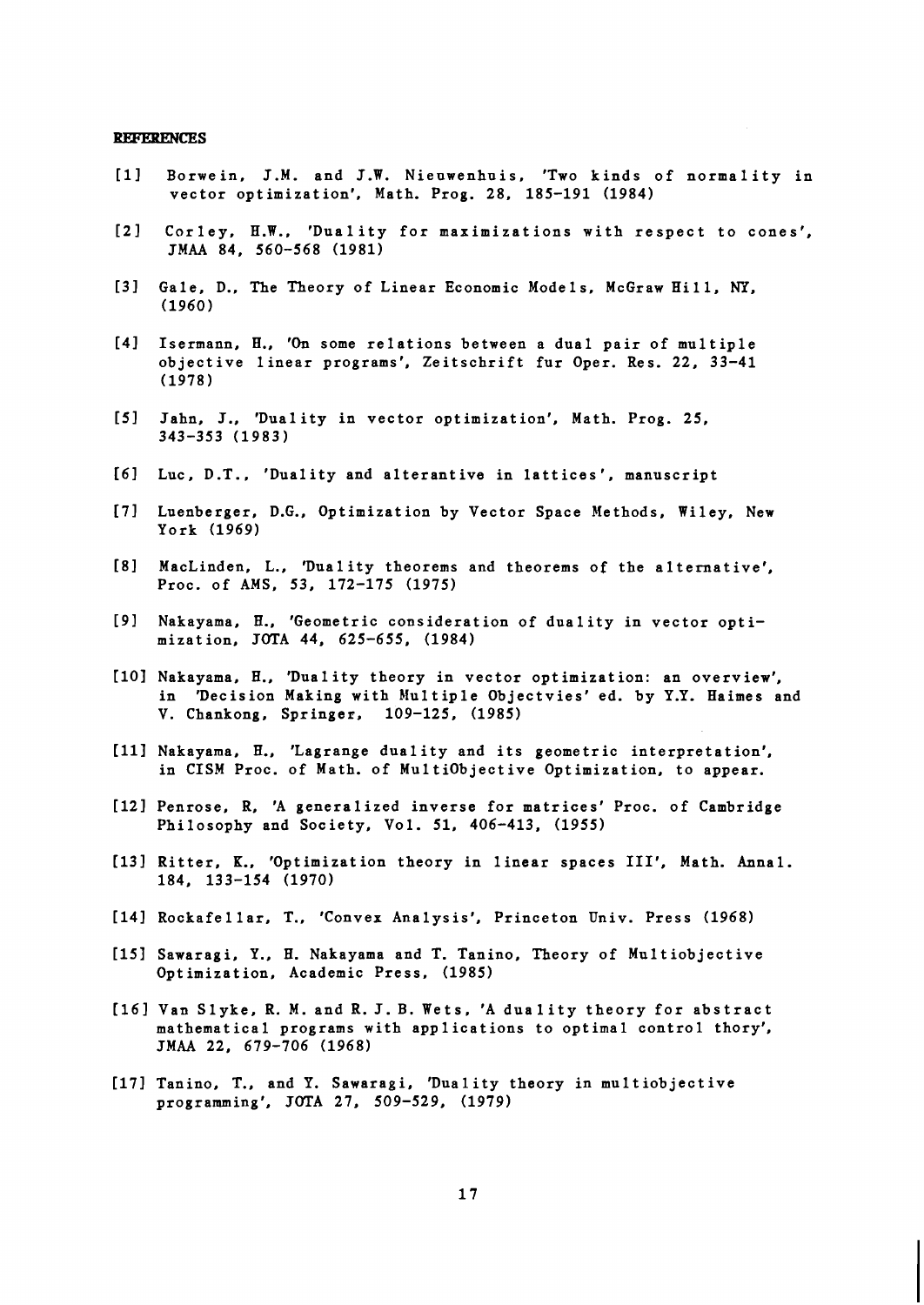## REFERENCES

[1] Borwein, J.M. and J.W. Nieuwenhuis, 'Two kinds of normality in vector optimization', Math. Prog. 28, 185-191 (1984)

[2] Corley, H.W., 'Duality for maximizations with respect to cones', JMAA 84, 560-568 (1981)

[3] Gale, D., The Theory of Linear Economic Models, McGraw Hill, NY, (1960)

[4] Isermann, H., 'On some relations between a dual pair of multiple objective linear programs', Zeitschrift fur Oper. Res. 22, 33-41 (1978)

[5] Jahn, J., 'Duality in vector optimization', Math. Prog. 25, 343-353 (1983)

[6] Luc, D.T., 'Duality and alterantive in lattices', manuscript

[7] Luenberger, D.G., Optimization by Vector Space Methods, Wiley, New York (1969)

[8] MacLinden, L., 'Duality theorems and theorems of the alternative', Proc. of AMS, 53, 172-175 (1975)

[9] Nakayama, H., 'Geometric consideration of duality in vector optimization, JOTA 44, 625-655, (1984)

[10] Nakayama, H., 'Duality theory in vector optimization: an overview', in 'Decision Making with Multiple Objectvies' ed. by Y.Y. Haimes and V. Chankong, Springer, 109-125, (1985)

[11] Nakayama, H., 'Lagrange duality and its geometric interpretation', in CISM Proc. of Math. of MultiObjective Optimization, to appear.

[12] Penrose, R, 'A generalized inverse for matrices' Proc. of Cambridge Philosophy and Society, Vol. 51, 406-413, (1955)

[13] Ritter, K., 'Optimization theory in linear spaces III', Math. Annal. 184, 133-154 (1970)

[14] Rockafellar, T., 'Convex Analysis', Princeton Univ. Press (1968)

[15] Sawaragi, Y., H. Nakayama and T. Tanino, Theory of Multiobjective Optimization, Academic Press, (1985)

[16] Van Slyke, R. M. and R. J. B. Wets, 'A duality theory for abstract mathematical programs with applications to optimal control thory', JMAA 22, 679-706 (1968)

[17] Tanino, T., and Y. Sawaragi, 'Duality theory in multiobjective programming', JOTA 27, 509-529, (1979)